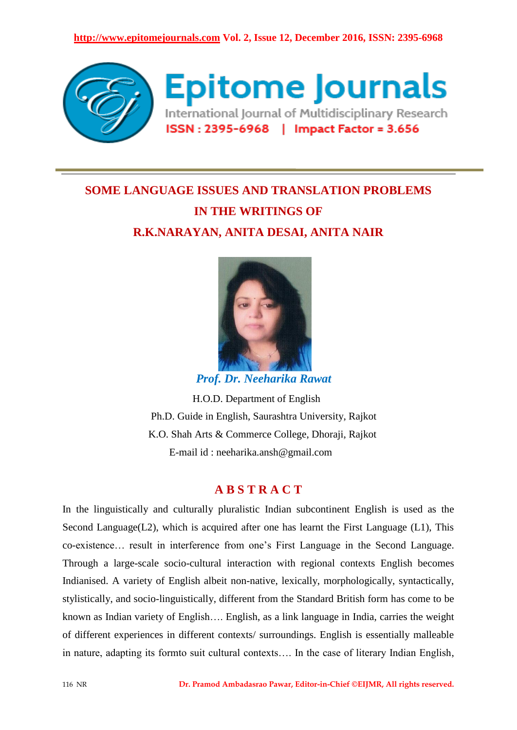# SOME LANGUAGE ISSUES AND TRANSLATION PROBLEMS IN THE WRITINGS OF R.K.NARAYAN, ANITA DESAI, ANITA NAIR

***Prof. Dr. Neeharika Rawat***

H.O.D. Department of English
Ph.D. Guide in English, Saurashtra University, Rajkot
K.O. Shah Arts & Commerce College, Dhoraji, Rajkot
E-mail id : neeharika.ansh@gmail.com

## A B S T R A C T

In the linguistically and culturally pluralistic Indian subcontinent English is used as the Second Language(L2), which is acquired after one has learnt the First Language (L1), This co-existence… result in interference from one's First Language in the Second Language. Through a large-scale socio-cultural interaction with regional contexts English becomes Indianised. A variety of English albeit non-native, lexically, morphologically, syntactically, stylistically, and socio-linguistically, different from the Standard British form has come to be known as Indian variety of English…. English, as a link language in India, carries the weight of different experiences in different contexts/ surroundings. English is essentially malleable in nature, adapting its formto suit cultural contexts…. In the case of literary Indian English,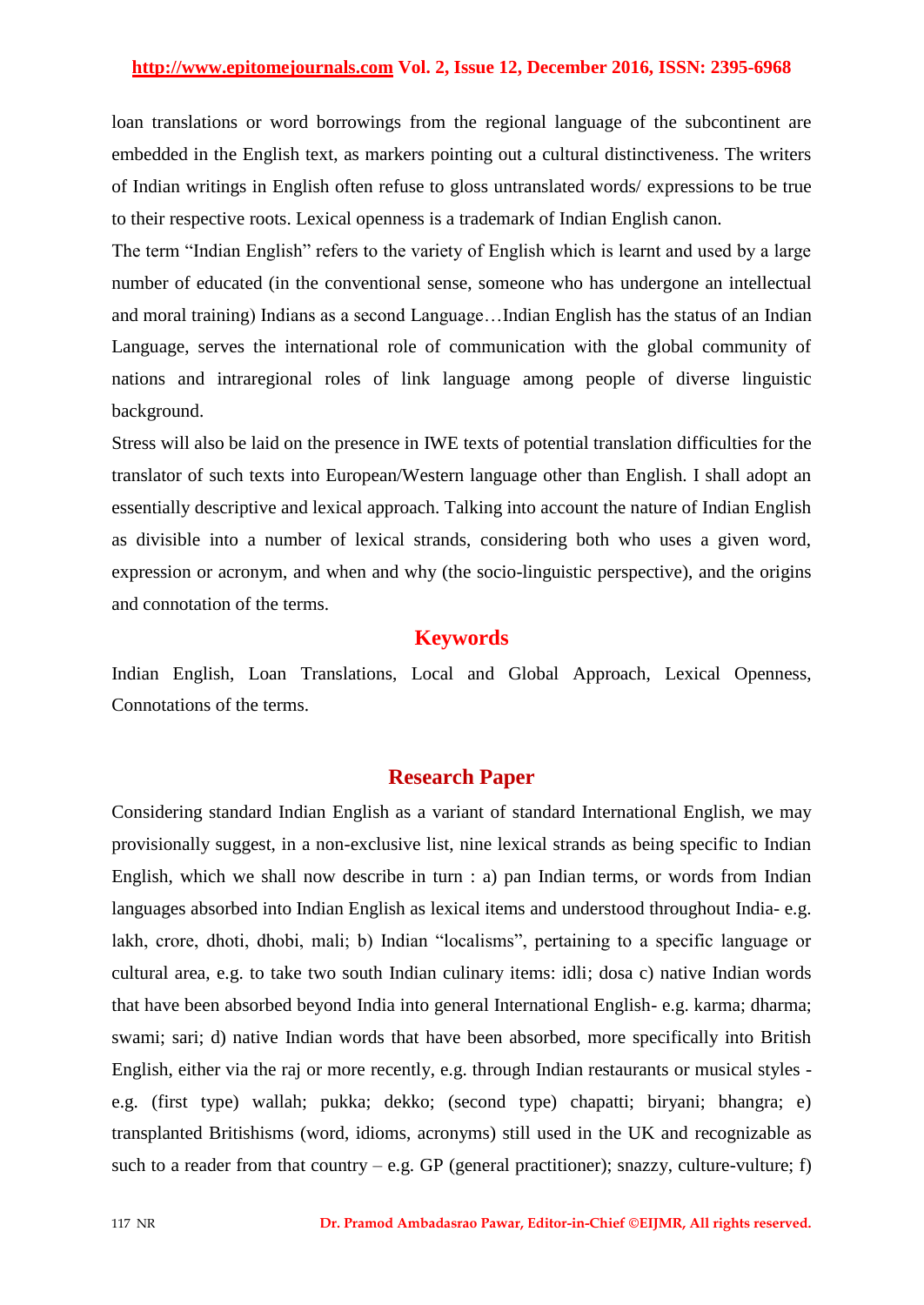loan translations or word borrowings from the regional language of the subcontinent are embedded in the English text, as markers pointing out a cultural distinctiveness. The writers of Indian writings in English often refuse to gloss untranslated words/ expressions to be true to their respective roots. Lexical openness is a trademark of Indian English canon.

The term "Indian English" refers to the variety of English which is learnt and used by a large number of educated (in the conventional sense, someone who has undergone an intellectual and moral training) Indians as a second Language…Indian English has the status of an Indian Language, serves the international role of communication with the global community of nations and intraregional roles of link language among people of diverse linguistic background.

Stress will also be laid on the presence in IWE texts of potential translation difficulties for the translator of such texts into European/Western language other than English. I shall adopt an essentially descriptive and lexical approach. Talking into account the nature of Indian English as divisible into a number of lexical strands, considering both who uses a given word, expression or acronym, and when and why (the socio-linguistic perspective), and the origins and connotation of the terms.

## Keywords

Indian English, Loan Translations, Local and Global Approach, Lexical Openness, Connotations of the terms.

## Research Paper

Considering standard Indian English as a variant of standard International English, we may provisionally suggest, in a non-exclusive list, nine lexical strands as being specific to Indian English, which we shall now describe in turn : a) pan Indian terms, or words from Indian languages absorbed into Indian English as lexical items and understood throughout India- e.g. lakh, crore, dhoti, dhobi, mali; b) Indian "localisms", pertaining to a specific language or cultural area, e.g. to take two south Indian culinary items: idli; dosa c) native Indian words that have been absorbed beyond India into general International English- e.g. karma; dharma; swami; sari; d) native Indian words that have been absorbed, more specifically into British English, either via the raj or more recently, e.g. through Indian restaurants or musical styles - e.g. (first type) wallah; pukka; dekko; (second type) chapatti; biryani; bhangra; e) transplanted Britishisms (word, idioms, acronyms) still used in the UK and recognizable as such to a reader from that country – e.g. GP (general practitioner); snazzy, culture-vulture; f)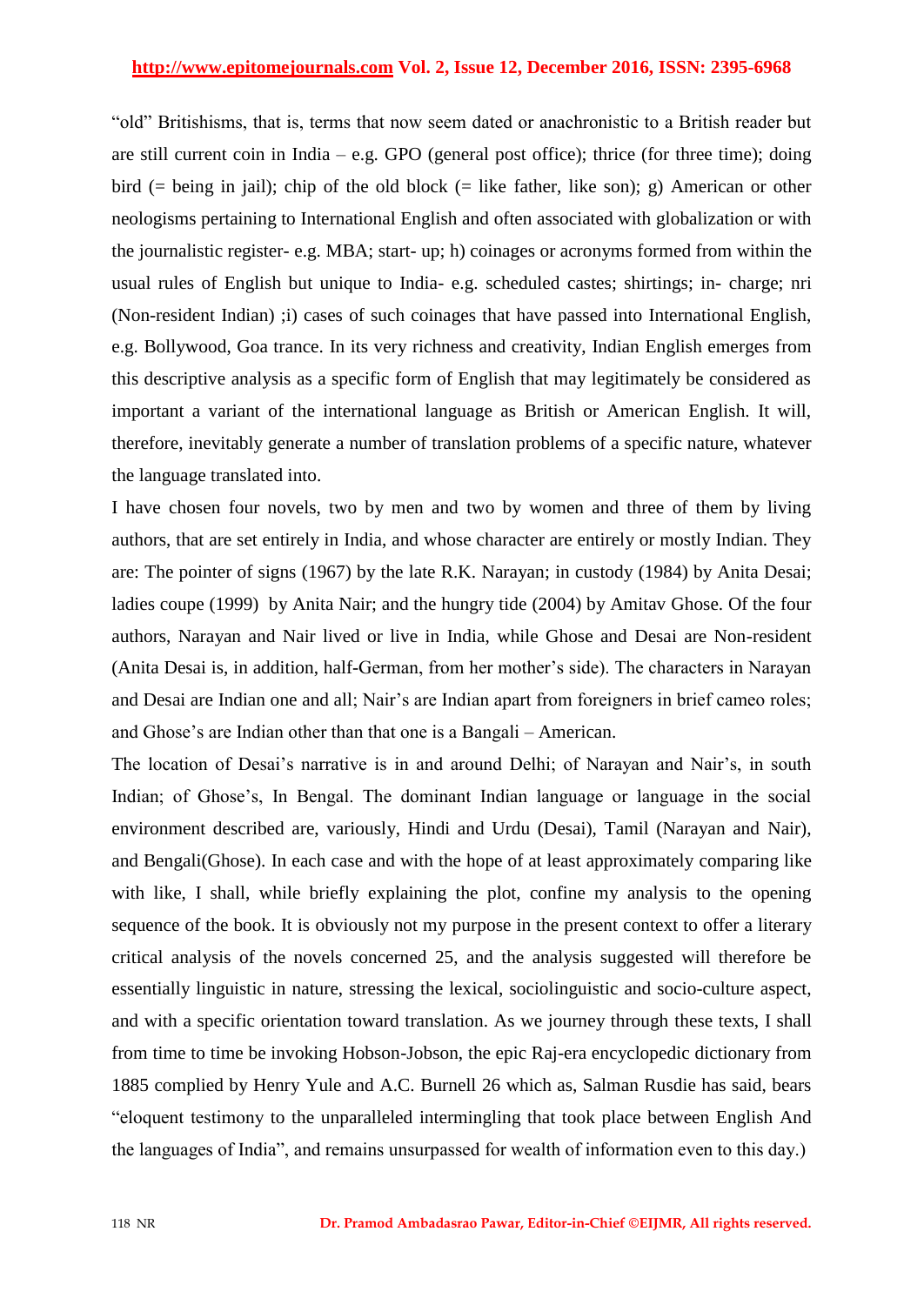"old" Britishisms, that is, terms that now seem dated or anachronistic to a British reader but are still current coin in India – e.g. GPO (general post office); thrice (for three time); doing bird (= being in jail); chip of the old block (= like father, like son); g) American or other neologisms pertaining to International English and often associated with globalization or with the journalistic register- e.g. MBA; start- up; h) coinages or acronyms formed from within the usual rules of English but unique to India- e.g. scheduled castes; shirtings; in- charge; nri (Non-resident Indian) ;i) cases of such coinages that have passed into International English, e.g. Bollywood, Goa trance. In its very richness and creativity, Indian English emerges from this descriptive analysis as a specific form of English that may legitimately be considered as important a variant of the international language as British or American English. It will, therefore, inevitably generate a number of translation problems of a specific nature, whatever the language translated into.

I have chosen four novels, two by men and two by women and three of them by living authors, that are set entirely in India, and whose character are entirely or mostly Indian. They are: The pointer of signs (1967) by the late R.K. Narayan; in custody (1984) by Anita Desai; ladies coupe (1999) by Anita Nair; and the hungry tide (2004) by Amitav Ghose. Of the four authors, Narayan and Nair lived or live in India, while Ghose and Desai are Non-resident (Anita Desai is, in addition, half-German, from her mother's side). The characters in Narayan and Desai are Indian one and all; Nair's are Indian apart from foreigners in brief cameo roles; and Ghose's are Indian other than that one is a Bangali – American.

The location of Desai's narrative is in and around Delhi; of Narayan and Nair's, in south Indian; of Ghose's, In Bengal. The dominant Indian language or language in the social environment described are, variously, Hindi and Urdu (Desai), Tamil (Narayan and Nair), and Bengali(Ghose). In each case and with the hope of at least approximately comparing like with like, I shall, while briefly explaining the plot, confine my analysis to the opening sequence of the book. It is obviously not my purpose in the present context to offer a literary critical analysis of the novels concerned 25, and the analysis suggested will therefore be essentially linguistic in nature, stressing the lexical, sociolinguistic and socio-culture aspect, and with a specific orientation toward translation. As we journey through these texts, I shall from time to time be invoking Hobson-Jobson, the epic Raj-era encyclopedic dictionary from 1885 complied by Henry Yule and A.C. Burnell 26 which as, Salman Rusdie has said, bears "eloquent testimony to the unparalleled intermingling that took place between English And the languages of India", and remains unsurpassed for wealth of information even to this day.)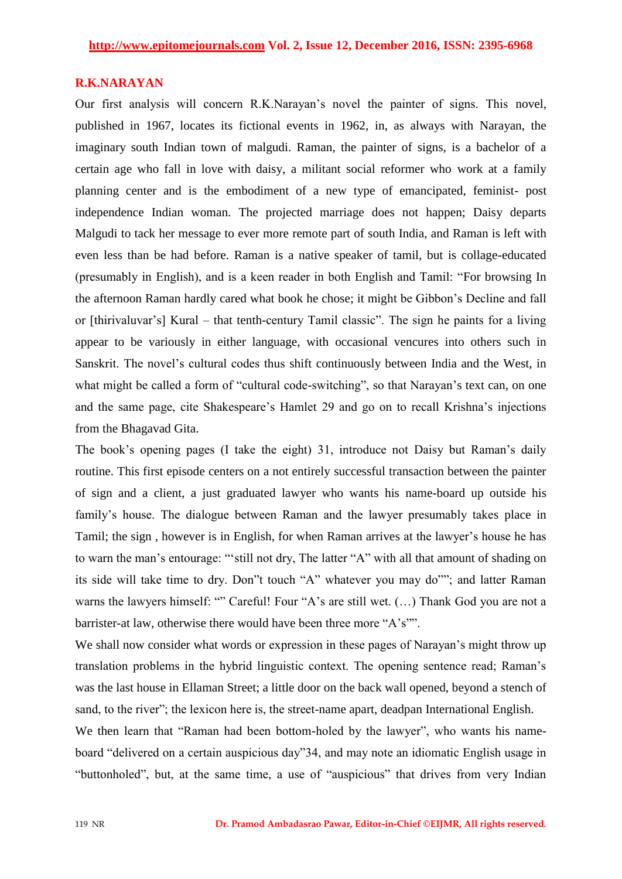## R.K.NARAYAN

Our first analysis will concern R.K.Narayan's novel the painter of signs. This novel, published in 1967, locates its fictional events in 1962, in, as always with Narayan, the imaginary south Indian town of malgudi. Raman, the painter of signs, is a bachelor of a certain age who fall in love with daisy, a militant social reformer who work at a family planning center and is the embodiment of a new type of emancipated, feminist- post independence Indian woman. The projected marriage does not happen; Daisy departs Malgudi to tack her message to ever more remote part of south India, and Raman is left with even less than be had before. Raman is a native speaker of tamil, but is collage-educated (presumably in English), and is a keen reader in both English and Tamil: "For browsing In the afternoon Raman hardly cared what book he chose; it might be Gibbon's Decline and fall or [thirivaluvar's] Kural – that tenth-century Tamil classic". The sign he paints for a living appear to be variously in either language, with occasional vencures into others such in Sanskrit. The novel's cultural codes thus shift continuously between India and the West, in what might be called a form of "cultural code-switching", so that Narayan's text can, on one and the same page, cite Shakespeare's Hamlet 29 and go on to recall Krishna's injections from the Bhagavad Gita.

The book's opening pages (I take the eight) 31, introduce not Daisy but Raman's daily routine. This first episode centers on a not entirely successful transaction between the painter of sign and a client, a just graduated lawyer who wants his name-board up outside his family's house. The dialogue between Raman and the lawyer presumably takes place in Tamil; the sign , however is in English, for when Raman arrives at the lawyer's house he has to warn the man's entourage: "'still not dry, The latter "A" with all that amount of shading on its side will take time to dry. Don"t touch "A" whatever you may do""; and latter Raman warns the lawyers himself: "" Careful! Four "A's are still wet. (…) Thank God you are not a barrister-at law, otherwise there would have been three more "A's"".

We shall now consider what words or expression in these pages of Narayan's might throw up translation problems in the hybrid linguistic context. The opening sentence read; Raman's was the last house in Ellaman Street; a little door on the back wall opened, beyond a stench of sand, to the river"; the lexicon here is, the street-name apart, deadpan International English.

We then learn that "Raman had been bottom-holed by the lawyer", who wants his name-board "delivered on a certain auspicious day"34, and may note an idiomatic English usage in "buttonholed", but, at the same time, a use of "auspicious" that drives from very Indian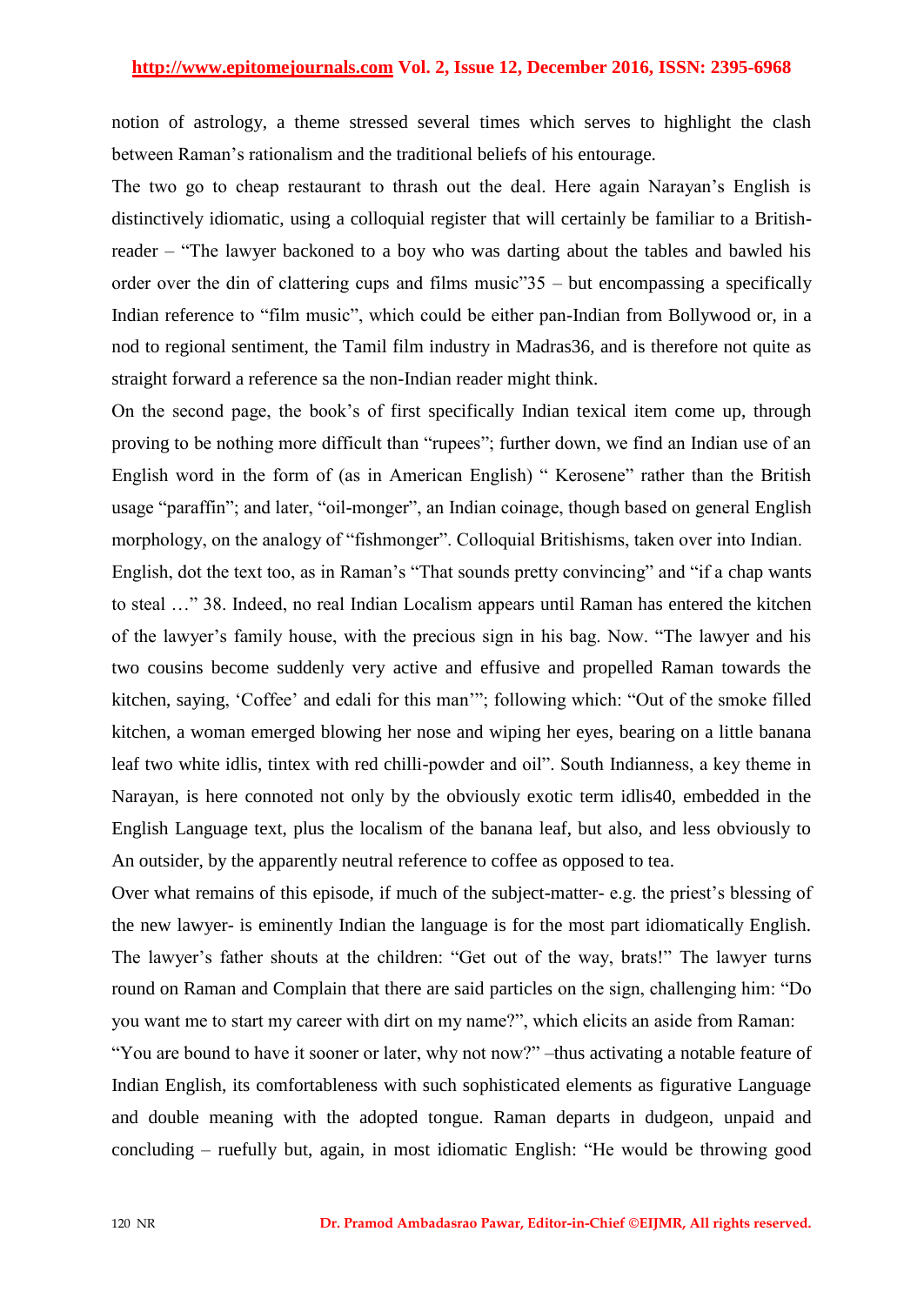notion of astrology, a theme stressed several times which serves to highlight the clash between Raman's rationalism and the traditional beliefs of his entourage.

The two go to cheap restaurant to thrash out the deal. Here again Narayan's English is distinctively idiomatic, using a colloquial register that will certainly be familiar to a British-reader – "The lawyer backoned to a boy who was darting about the tables and bawled his order over the din of clattering cups and films music"35 – but encompassing a specifically Indian reference to "film music", which could be either pan-Indian from Bollywood or, in a nod to regional sentiment, the Tamil film industry in Madras36, and is therefore not quite as straight forward a reference sa the non-Indian reader might think.

On the second page, the book's of first specifically Indian texical item come up, through proving to be nothing more difficult than "rupees"; further down, we find an Indian use of an English word in the form of (as in American English) " Kerosene" rather than the British usage "paraffin"; and later, "oil-monger", an Indian coinage, though based on general English morphology, on the analogy of "fishmonger". Colloquial Britishisms, taken over into Indian.

English, dot the text too, as in Raman's "That sounds pretty convincing" and "if a chap wants to steal …" 38. Indeed, no real Indian Localism appears until Raman has entered the kitchen of the lawyer's family house, with the precious sign in his bag. Now. "The lawyer and his two cousins become suddenly very active and effusive and propelled Raman towards the kitchen, saying, 'Coffee' and edali for this man'"; following which: "Out of the smoke filled kitchen, a woman emerged blowing her nose and wiping her eyes, bearing on a little banana leaf two white idlis, tintex with red chilli-powder and oil". South Indianness, a key theme in Narayan, is here connoted not only by the obviously exotic term idlis40, embedded in the English Language text, plus the localism of the banana leaf, but also, and less obviously to An outsider, by the apparently neutral reference to coffee as opposed to tea.

Over what remains of this episode, if much of the subject-matter- e.g. the priest's blessing of the new lawyer- is eminently Indian the language is for the most part idiomatically English. The lawyer's father shouts at the children: "Get out of the way, brats!" The lawyer turns round on Raman and Complain that there are said particles on the sign, challenging him: "Do you want me to start my career with dirt on my name?", which elicits an aside from Raman: "You are bound to have it sooner or later, why not now?" –thus activating a notable feature of Indian English, its comfortableness with such sophisticated elements as figurative Language and double meaning with the adopted tongue. Raman departs in dudgeon, unpaid and concluding – ruefully but, again, in most idiomatic English: "He would be throwing good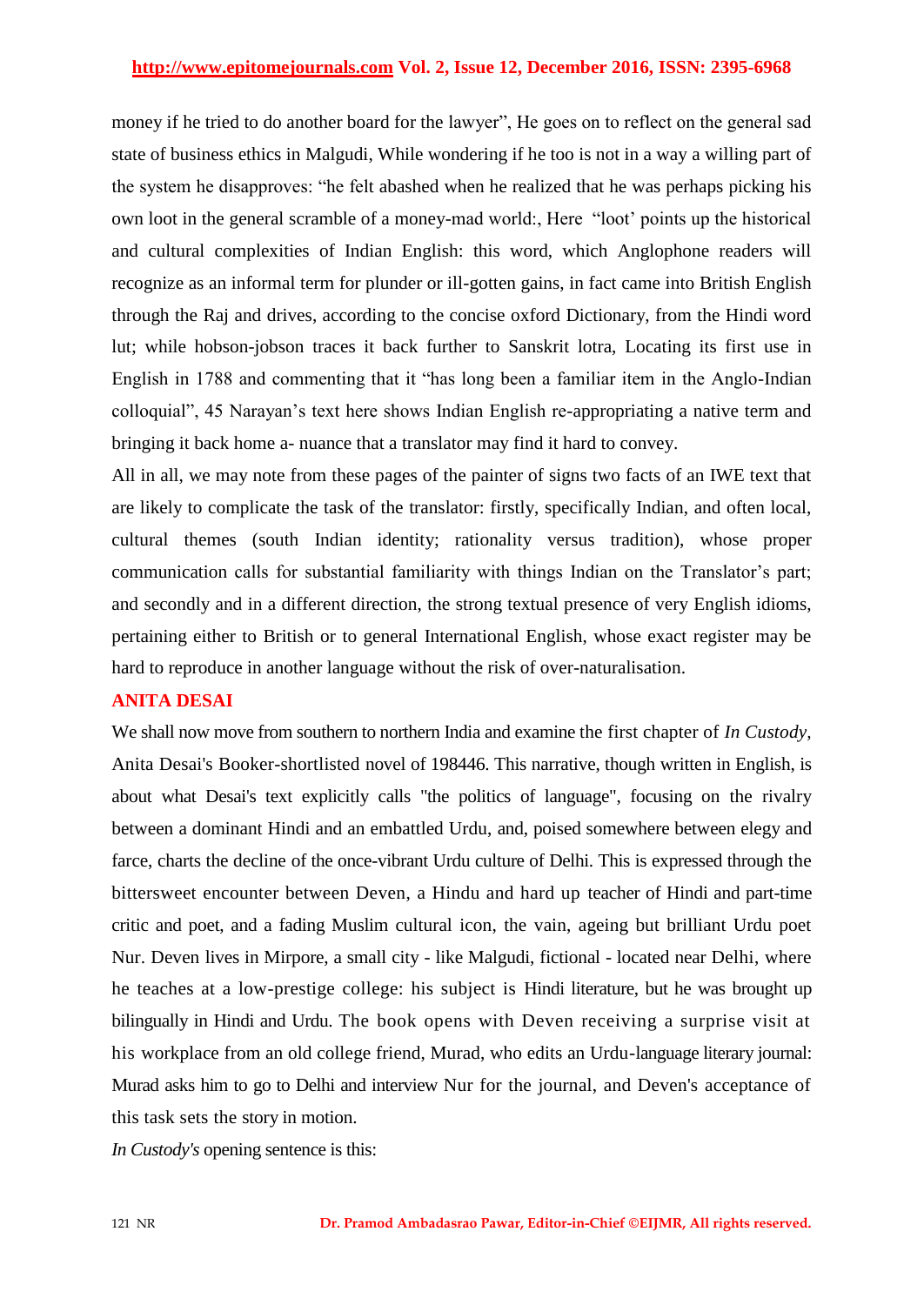money if he tried to do another board for the lawyer", He goes on to reflect on the general sad state of business ethics in Malgudi, While wondering if he too is not in a way a willing part of the system he disapproves: "he felt abashed when he realized that he was perhaps picking his own loot in the general scramble of a money-mad world:, Here "loot' points up the historical and cultural complexities of Indian English: this word, which Anglophone readers will recognize as an informal term for plunder or ill-gotten gains, in fact came into British English through the Raj and drives, according to the concise oxford Dictionary, from the Hindi word lut; while hobson-jobson traces it back further to Sanskrit lotra, Locating its first use in English in 1788 and commenting that it "has long been a familiar item in the Anglo-Indian colloquial", 45 Narayan's text here shows Indian English re-appropriating a native term and bringing it back home a- nuance that a translator may find it hard to convey.

All in all, we may note from these pages of the painter of signs two facts of an IWE text that are likely to complicate the task of the translator: firstly, specifically Indian, and often local, cultural themes (south Indian identity; rationality versus tradition), whose proper communication calls for substantial familiarity with things Indian on the Translator's part; and secondly and in a different direction, the strong textual presence of very English idioms, pertaining either to British or to general International English, whose exact register may be hard to reproduce in another language without the risk of over-naturalisation.

## ANITA DESAI

We shall now move from southern to northern India and examine the first chapter of *In Custody*, Anita Desai's Booker-shortlisted novel of 198446. This narrative, though written in English, is about what Desai's text explicitly calls "the politics of language", focusing on the rivalry between a dominant Hindi and an embattled Urdu, and, poised somewhere between elegy and farce, charts the decline of the once-vibrant Urdu culture of Delhi. This is expressed through the bittersweet encounter between Deven, a Hindu and hard up teacher of Hindi and part-time critic and poet, and a fading Muslim cultural icon, the vain, ageing but brilliant Urdu poet Nur. Deven lives in Mirpore, a small city - like Malgudi, fictional - located near Delhi, where he teaches at a low-prestige college: his subject is Hindi literature, but he was brought up bilingually in Hindi and Urdu. The book opens with Deven receiving a surprise visit at his workplace from an old college friend, Murad, who edits an Urdu-language literary journal: Murad asks him to go to Delhi and interview Nur for the journal, and Deven's acceptance of this task sets the story in motion.

*In Custody's* opening sentence is this: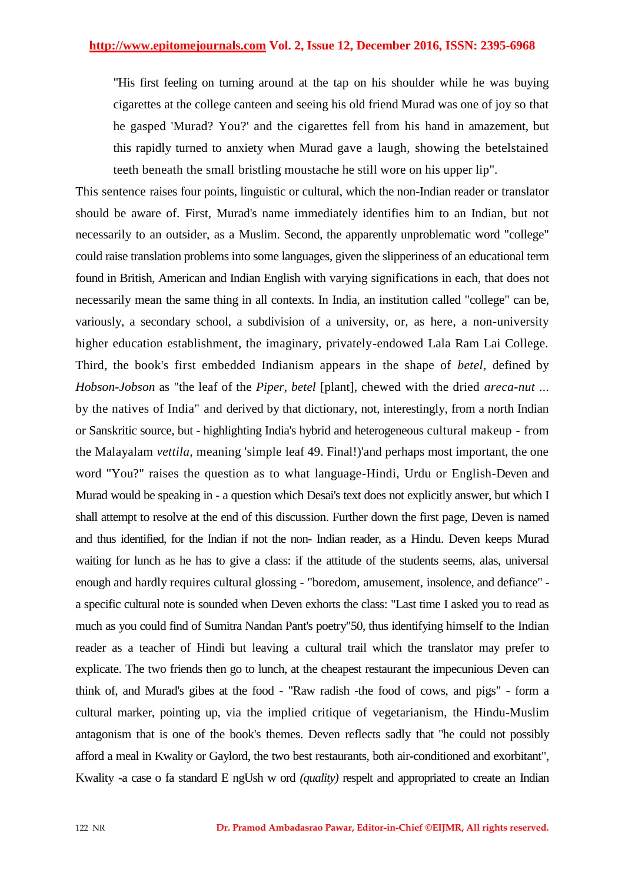> "His first feeling on turning around at the tap on his shoulder while he was buying cigarettes at the college canteen and seeing his old friend Murad was one of joy so that he gasped 'Murad? You?' and the cigarettes fell from his hand in amazement, but this rapidly turned to anxiety when Murad gave a laugh, showing the betelstained teeth beneath the small bristling moustache he still wore on his upper lip".

This sentence raises four points, linguistic or cultural, which the non-Indian reader or translator should be aware of. First, Murad's name immediately identifies him to an Indian, but not necessarily to an outsider, as a Muslim. Second, the apparently unproblematic word "college" could raise translation problems into some languages, given the slipperiness of an educational term found in British, American and Indian English with varying significations in each, that does not necessarily mean the same thing in all contexts. In India, an institution called "college" can be, variously, a secondary school, a subdivision of a university, or, as here, a non-university higher education establishment, the imaginary, privately-endowed Lala Ram Lai College. Third, the book's first embedded Indianism appears in the shape of *betel*, defined by *Hobson-Jobson* as "the leaf of the *Piper*, *betel* [plant], chewed with the dried *areca-nut* ... by the natives of India" and derived by that dictionary, not, interestingly, from a north Indian or Sanskritic source, but - highlighting India's hybrid and heterogeneous cultural makeup - from the Malayalam *vettila*, meaning 'simple leaf 49. Final!)'and perhaps most important, the one word "You?" raises the question as to what language-Hindi, Urdu or English-Deven and Murad would be speaking in - a question which Desai's text does not explicitly answer, but which I shall attempt to resolve at the end of this discussion. Further down the first page, Deven is named and thus identified, for the Indian if not the non- Indian reader, as a Hindu. Deven keeps Murad waiting for lunch as he has to give a class: if the attitude of the students seems, alas, universal enough and hardly requires cultural glossing - "boredom, amusement, insolence, and defiance" - a specific cultural note is sounded when Deven exhorts the class: "Last time I asked you to read as much as you could find of Sumitra Nandan Pant's poetry"50, thus identifying himself to the Indian reader as a teacher of Hindi but leaving a cultural trail which the translator may prefer to explicate. The two friends then go to lunch, at the cheapest restaurant the impecunious Deven can think of, and Murad's gibes at the food - "Raw radish -the food of cows, and pigs" - form a cultural marker, pointing up, via the implied critique of vegetarianism, the Hindu-Muslim antagonism that is one of the book's themes. Deven reflects sadly that "he could not possibly afford a meal in Kwality or Gaylord, the two best restaurants, both air-conditioned and exorbitant", Kwality -a case o fa standard E ngUsh w ord *(quality)* respelt and appropriated to create an Indian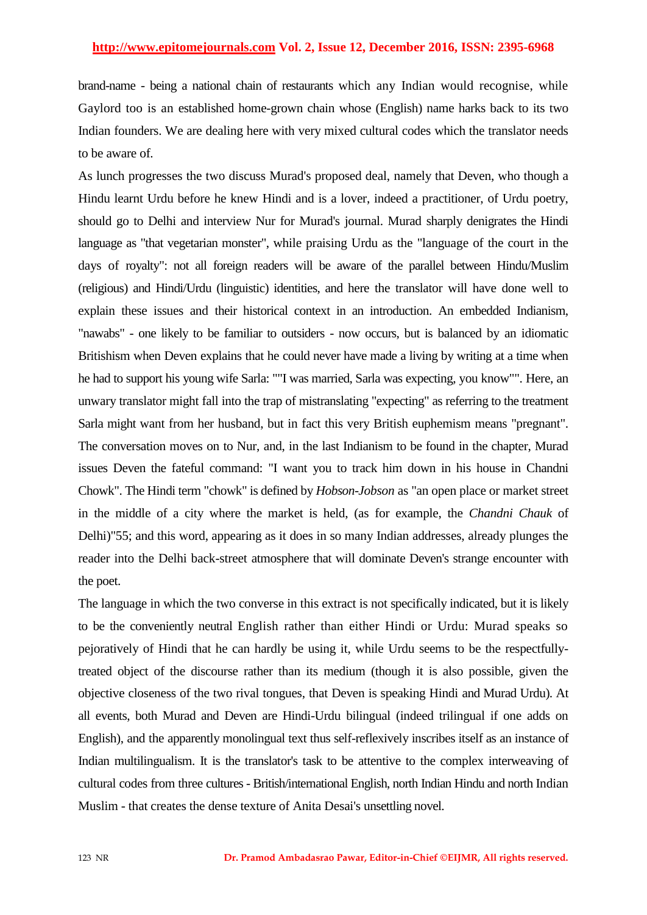brand-name - being a national chain of restaurants which any Indian would recognise, while Gaylord too is an established home-grown chain whose (English) name harks back to its two Indian founders. We are dealing here with very mixed cultural codes which the translator needs to be aware of.

As lunch progresses the two discuss Murad's proposed deal, namely that Deven, who though a Hindu learnt Urdu before he knew Hindi and is a lover, indeed a practitioner, of Urdu poetry, should go to Delhi and interview Nur for Murad's journal. Murad sharply denigrates the Hindi language as "that vegetarian monster", while praising Urdu as the "language of the court in the days of royalty": not all foreign readers will be aware of the parallel between Hindu/Muslim (religious) and Hindi/Urdu (linguistic) identities, and here the translator will have done well to explain these issues and their historical context in an introduction. An embedded Indianism, "nawabs" - one likely to be familiar to outsiders - now occurs, but is balanced by an idiomatic Britishism when Deven explains that he could never have made a living by writing at a time when he had to support his young wife Sarla: ""I was married, Sarla was expecting, you know"". Here, an unwary translator might fall into the trap of mistranslating "expecting" as referring to the treatment Sarla might want from her husband, but in fact this very British euphemism means "pregnant". The conversation moves on to Nur, and, in the last Indianism to be found in the chapter, Murad issues Deven the fateful command: "I want you to track him down in his house in Chandni Chowk". The Hindi term "chowk" is defined by *Hobson-Jobson* as "an open place or market street in the middle of a city where the market is held, (as for example, the *Chandni Chauk* of Delhi)"55; and this word, appearing as it does in so many Indian addresses, already plunges the reader into the Delhi back-street atmosphere that will dominate Deven's strange encounter with the poet.

The language in which the two converse in this extract is not specifically indicated, but it is likely to be the conveniently neutral English rather than either Hindi or Urdu: Murad speaks so pejoratively of Hindi that he can hardly be using it, while Urdu seems to be the respectfully-treated object of the discourse rather than its medium (though it is also possible, given the objective closeness of the two rival tongues, that Deven is speaking Hindi and Murad Urdu). At all events, both Murad and Deven are Hindi-Urdu bilingual (indeed trilingual if one adds on English), and the apparently monolingual text thus self-reflexively inscribes itself as an instance of Indian multilingualism. It is the translator's task to be attentive to the complex interweaving of cultural codes from three cultures - British/international English, north Indian Hindu and north Indian Muslim - that creates the dense texture of Anita Desai's unsettling novel.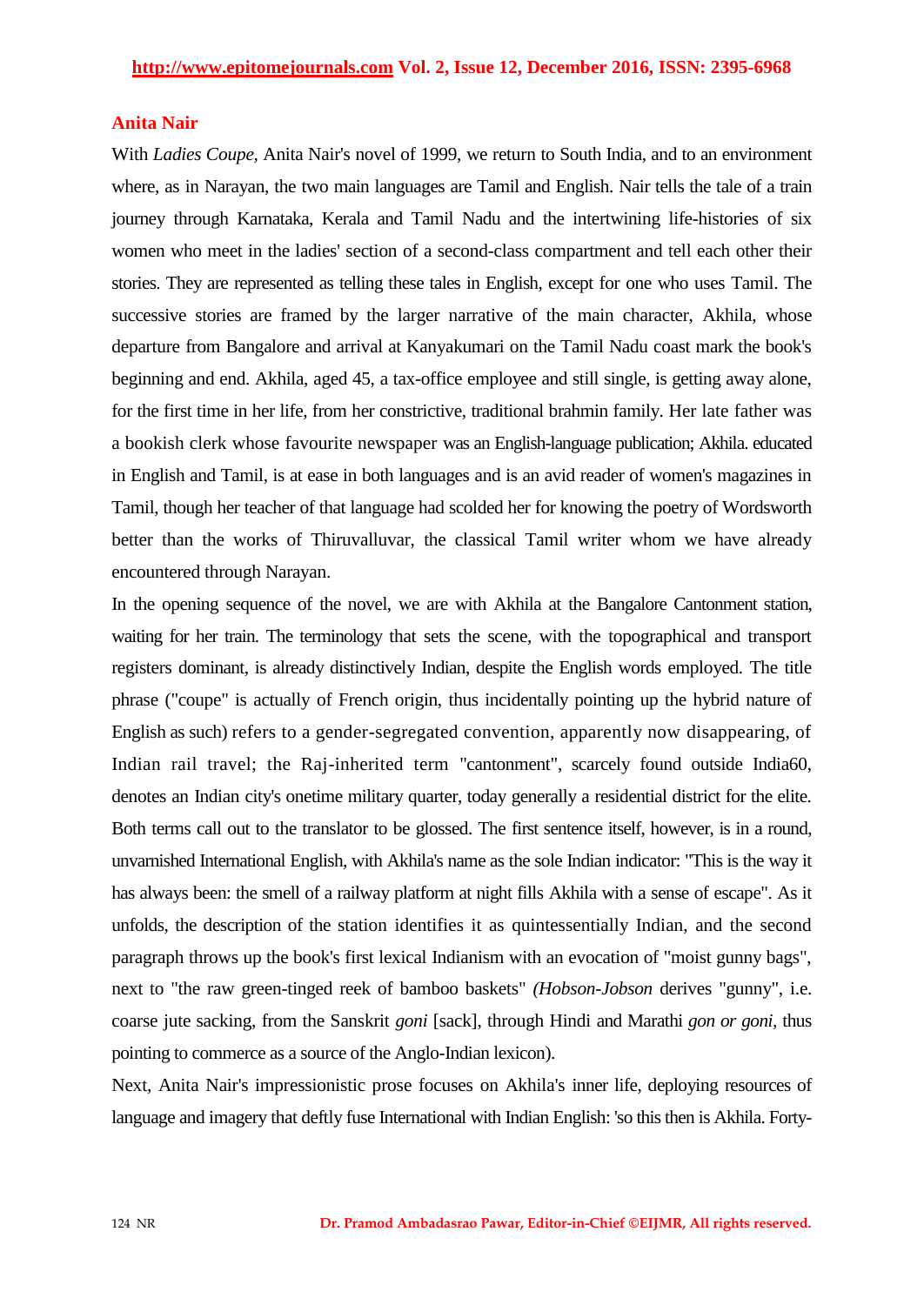## Anita Nair

With *Ladies Coupe*, Anita Nair's novel of 1999, we return to South India, and to an environment where, as in Narayan, the two main languages are Tamil and English. Nair tells the tale of a train journey through Karnataka, Kerala and Tamil Nadu and the intertwining life-histories of six women who meet in the ladies' section of a second-class compartment and tell each other their stories. They are represented as telling these tales in English, except for one who uses Tamil. The successive stories are framed by the larger narrative of the main character, Akhila, whose departure from Bangalore and arrival at Kanyakumari on the Tamil Nadu coast mark the book's beginning and end. Akhila, aged 45, a tax-office employee and still single, is getting away alone, for the first time in her life, from her constrictive, traditional brahmin family. Her late father was a bookish clerk whose favourite newspaper was an English-language publication; Akhila. educated in English and Tamil, is at ease in both languages and is an avid reader of women's magazines in Tamil, though her teacher of that language had scolded her for knowing the poetry of Wordsworth better than the works of Thiruvalluvar, the classical Tamil writer whom we have already encountered through Narayan.

In the opening sequence of the novel, we are with Akhila at the Bangalore Cantonment station, waiting for her train. The terminology that sets the scene, with the topographical and transport registers dominant, is already distinctively Indian, despite the English words employed. The title phrase ("coupe" is actually of French origin, thus incidentally pointing up the hybrid nature of English as such) refers to a gender-segregated convention, apparently now disappearing, of Indian rail travel; the Raj-inherited term "cantonment", scarcely found outside India60, denotes an Indian city's onetime military quarter, today generally a residential district for the elite. Both terms call out to the translator to be glossed. The first sentence itself, however, is in a round, unvarnished International English, with Akhila's name as the sole Indian indicator: "This is the way it has always been: the smell of a railway platform at night fills Akhila with a sense of escape". As it unfolds, the description of the station identifies it as quintessentially Indian, and the second paragraph throws up the book's first lexical Indianism with an evocation of "moist gunny bags", next to "the raw green-tinged reek of bamboo baskets" *(Hobson-Jobson* derives "gunny", i.e. coarse jute sacking, from the Sanskrit *goni* [sack], through Hindi and Marathi *gon or goni*, thus pointing to commerce as a source of the Anglo-Indian lexicon).

Next, Anita Nair's impressionistic prose focuses on Akhila's inner life, deploying resources of language and imagery that deftly fuse International with Indian English: 'so this then is Akhila. Forty-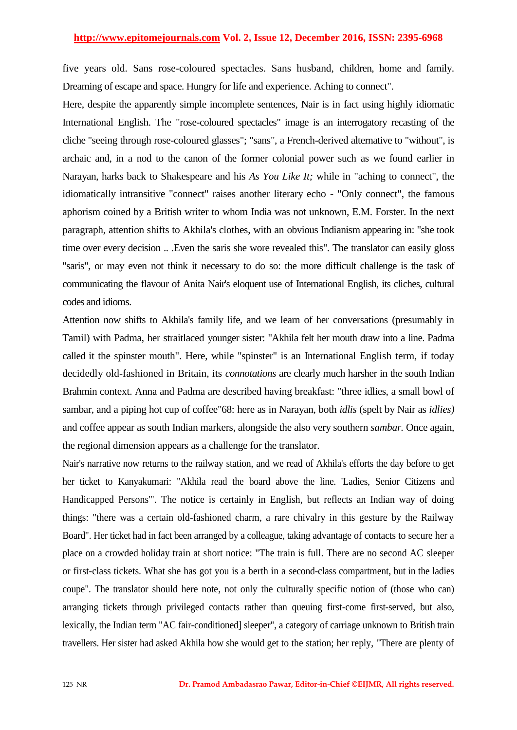five years old. Sans rose-coloured spectacles. Sans husband, children, home and family. Dreaming of escape and space. Hungry for life and experience. Aching to connect".

Here, despite the apparently simple incomplete sentences, Nair is in fact using highly idiomatic International English. The "rose-coloured spectacles" image is an interrogatory recasting of the cliche "seeing through rose-coloured glasses"; "sans", a French-derived alternative to "without", is archaic and, in a nod to the canon of the former colonial power such as we found earlier in Narayan, harks back to Shakespeare and his *As You Like It;* while in "aching to connect", the idiomatically intransitive "connect" raises another literary echo - "Only connect", the famous aphorism coined by a British writer to whom India was not unknown, E.M. Forster. In the next paragraph, attention shifts to Akhila's clothes, with an obvious Indianism appearing in: "she took time over every decision .. .Even the saris she wore revealed this". The translator can easily gloss "saris", or may even not think it necessary to do so: the more difficult challenge is the task of communicating the flavour of Anita Nair's eloquent use of International English, its cliches, cultural codes and idioms.

Attention now shifts to Akhila's family life, and we learn of her conversations (presumably in Tamil) with Padma, her straitlaced younger sister: "Akhila felt her mouth draw into a line. Padma called it the spinster mouth". Here, while "spinster" is an International English term, if today decidedly old-fashioned in Britain, its *connotations* are clearly much harsher in the south Indian Brahmin context. Anna and Padma are described having breakfast: "three idlies, a small bowl of sambar, and a piping hot cup of coffee"68: here as in Narayan, both *idlis* (spelt by Nair as *idlies)* and coffee appear as south Indian markers, alongside the also very southern *sambar.* Once again, the regional dimension appears as a challenge for the translator.

Nair's narrative now returns to the railway station, and we read of Akhila's efforts the day before to get her ticket to Kanyakumari: "Akhila read the board above the line. 'Ladies, Senior Citizens and Handicapped Persons'". The notice is certainly in English, but reflects an Indian way of doing things: "there was a certain old-fashioned charm, a rare chivalry in this gesture by the Railway Board". Her ticket had in fact been arranged by a colleague, taking advantage of contacts to secure her a place on a crowded holiday train at short notice: "The train is full. There are no second AC sleeper or first-class tickets. What she has got you is a berth in a second-class compartment, but in the ladies coupe". The translator should here note, not only the culturally specific notion of (those who can) arranging tickets through privileged contacts rather than queuing first-come first-served, but also, lexically, the Indian term "AC fair-conditioned] sleeper", a category of carriage unknown to British train travellers. Her sister had asked Akhila how she would get to the station; her reply, "There are plenty of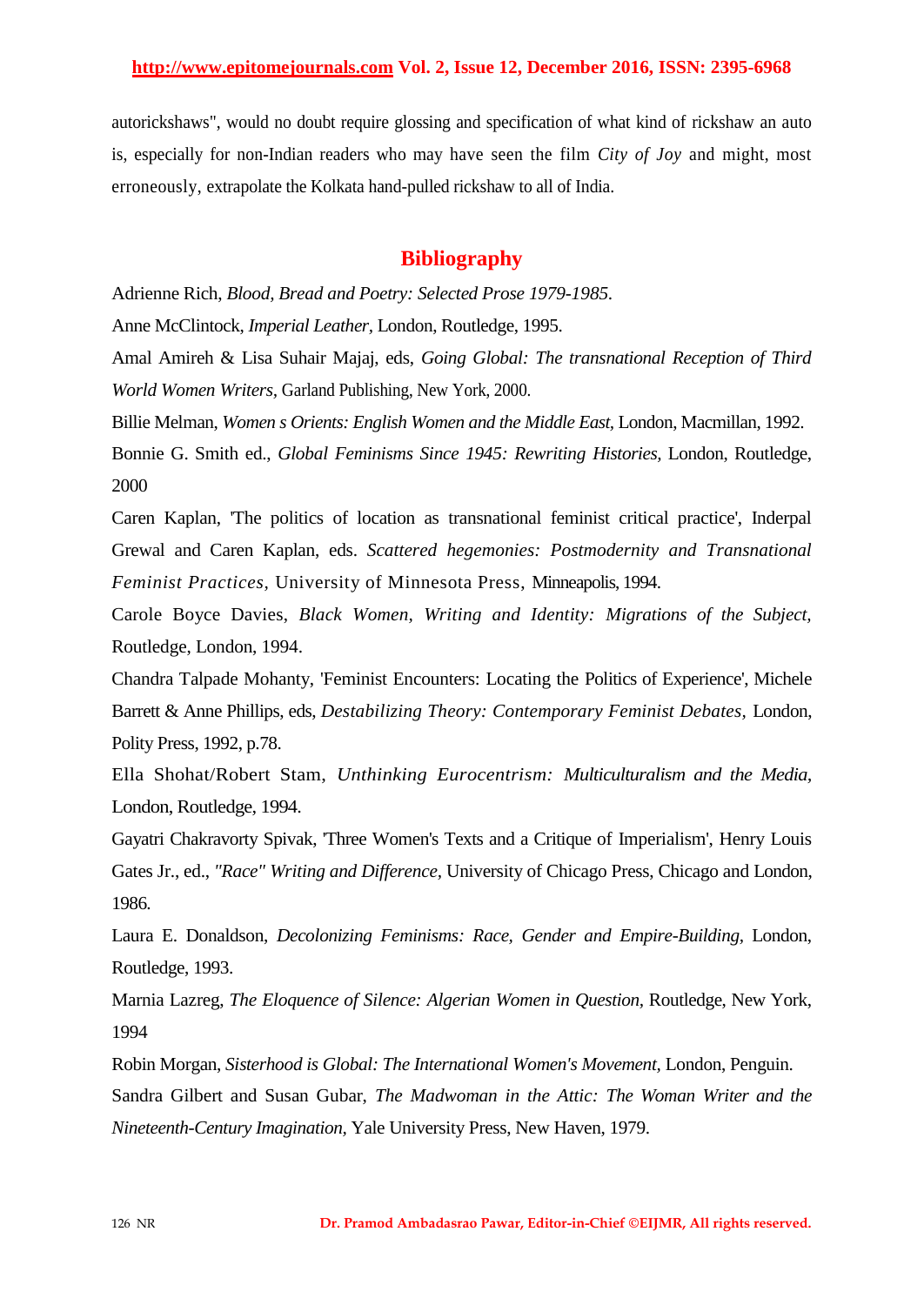autorickshaws", would no doubt require glossing and specification of what kind of rickshaw an auto is, especially for non-Indian readers who may have seen the film *City of Joy* and might, most erroneously, extrapolate the Kolkata hand-pulled rickshaw to all of India.

## Bibliography

Adrienne Rich, *Blood, Bread and Poetry: Selected Prose 1979-1985*.

Anne McClintock, *Imperial Leather*, London, Routledge, 1995.

Amal Amireh & Lisa Suhair Majaj, eds, *Going Global: The transnational Reception of Third World Women Writers*, Garland Publishing, New York, 2000.

Billie Melman, *Women s Orients: English Women and the Middle East*, London, Macmillan, 1992.

Bonnie G. Smith ed., *Global Feminisms Since 1945: Rewriting Histories*, London, Routledge, 2000

Caren Kaplan, 'The politics of location as transnational feminist critical practice', Inderpal Grewal and Caren Kaplan, eds. *Scattered hegemonies: Postmodernity and Transnational Feminist Practices*, University of Minnesota Press, Minneapolis, 1994.

Carole Boyce Davies, *Black Women, Writing and Identity: Migrations of the Subject*, Routledge, London, 1994.

Chandra Talpade Mohanty, 'Feminist Encounters: Locating the Politics of Experience', Michele Barrett & Anne Phillips, eds, *Destabilizing Theory: Contemporary Feminist Debates*, London, Polity Press, 1992, p.78.

Ella Shohat/Robert Stam, *Unthinking Eurocentrism: Multiculturalism and the Media*, London, Routledge, 1994.

Gayatri Chakravorty Spivak, 'Three Women's Texts and a Critique of Imperialism', Henry Louis Gates Jr., ed., *"Race" Writing and Difference*, University of Chicago Press, Chicago and London, 1986.

Laura E. Donaldson, *Decolonizing Feminisms: Race, Gender and Empire-Building*, London, Routledge, 1993.

Marnia Lazreg, *The Eloquence of Silence: Algerian Women in Question*, Routledge, New York, 1994

Robin Morgan, *Sisterhood is Global: The International Women's Movement*, London, Penguin.

Sandra Gilbert and Susan Gubar, *The Madwoman in the Attic: The Woman Writer and the Nineteenth-Century Imagination*, Yale University Press, New Haven, 1979.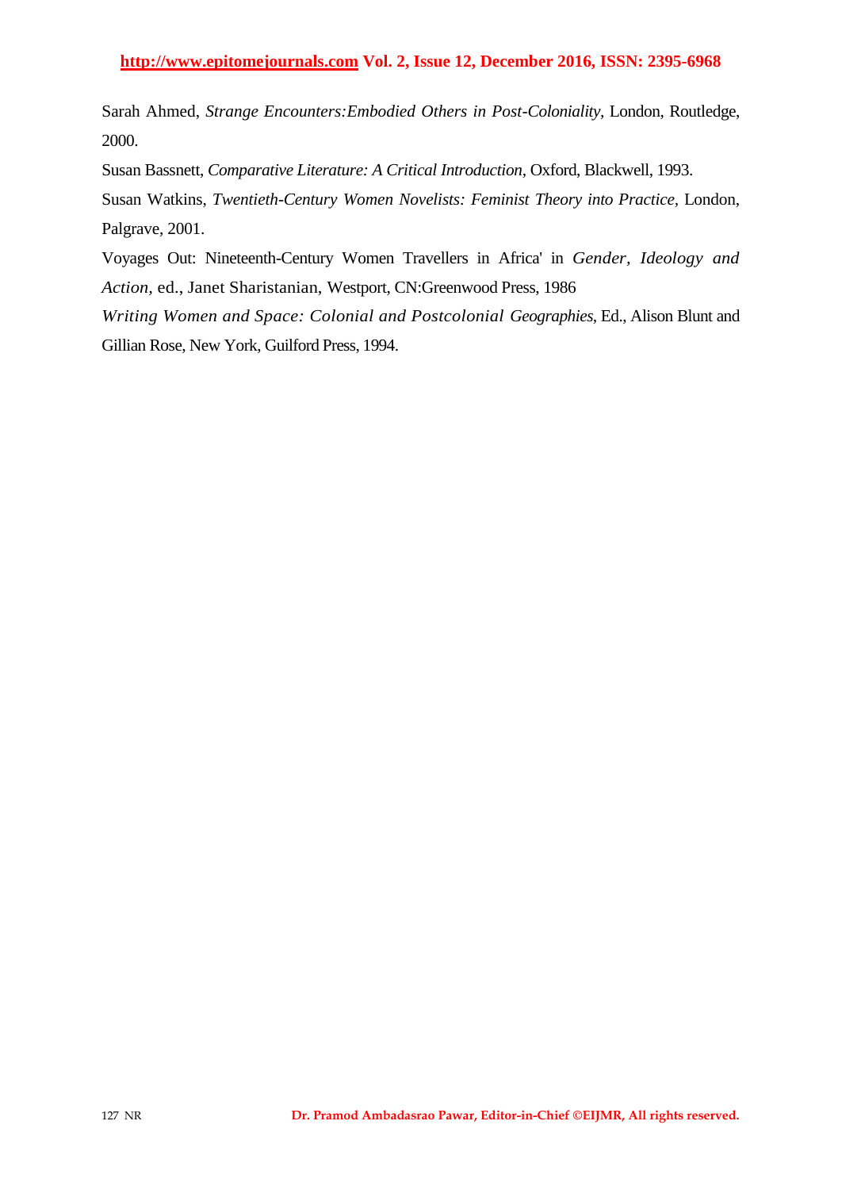Sarah Ahmed, *Strange Encounters:Embodied Others in Post-Coloniality,* London, Routledge, 2000.

Susan Bassnett, *Comparative Literature: A Critical Introduction*, Oxford, Blackwell, 1993.

Susan Watkins, *Twentieth-Century Women Novelists: Feminist Theory into Practice*, London, Palgrave, 2001.

Voyages Out: Nineteenth-Century Women Travellers in Africa' in *Gender, Ideology and Action,* ed., Janet Sharistanian, Westport, CN:Greenwood Press, 1986

*Writing Women and Space: Colonial and Postcolonial Geographies*, Ed., Alison Blunt and Gillian Rose, New York, Guilford Press, 1994.